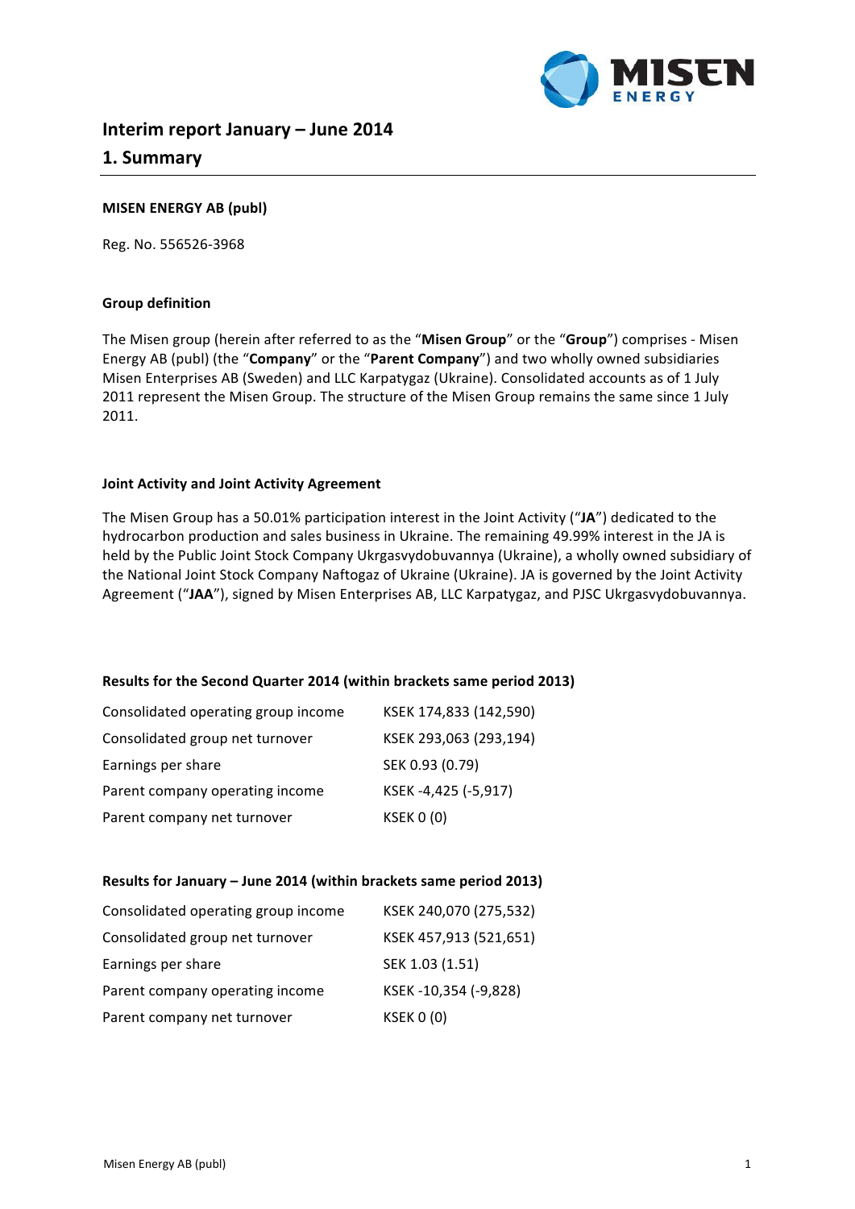# Interim report January – June 2014

## 1. Summary

**MISEN ENERGY AB (publ)**

Reg. No. 556526-3968

**Group definition**

The Misen group (herein after referred to as the "**Misen Group**" or the "**Group**") comprises - Misen Energy AB (publ) (the "**Company**" or the "**Parent Company**") and two wholly owned subsidiaries Misen Enterprises AB (Sweden) and LLC Karpatygaz (Ukraine). Consolidated accounts as of 1 July 2011 represent the Misen Group. The structure of the Misen Group remains the same since 1 July 2011.

**Joint Activity and Joint Activity Agreement**

The Misen Group has a 50.01% participation interest in the Joint Activity ("**JA**") dedicated to the hydrocarbon production and sales business in Ukraine. The remaining 49.99% interest in the JA is held by the Public Joint Stock Company Ukrgasvydobuvannya (Ukraine), a wholly owned subsidiary of the National Joint Stock Company Naftogaz of Ukraine (Ukraine). JA is governed by the Joint Activity Agreement ("**JAA**"), signed by Misen Enterprises AB, LLC Karpatygaz, and PJSC Ukrgasvydobuvannya.

**Results for the Second Quarter 2014 (within brackets same period 2013)**

| | |
|---|---|
| Consolidated operating group income | KSEK 174,833 (142,590) |
| Consolidated group net turnover | KSEK 293,063 (293,194) |
| Earnings per share | SEK 0.93 (0.79) |
| Parent company operating income | KSEK -4,425 (-5,917) |
| Parent company net turnover | KSEK 0 (0) |

**Results for January – June 2014 (within brackets same period 2013)**

| | |
|---|---|
| Consolidated operating group income | KSEK 240,070 (275,532) |
| Consolidated group net turnover | KSEK 457,913 (521,651) |
| Earnings per share | SEK 1.03 (1.51) |
| Parent company operating income | KSEK -10,354 (-9,828) |
| Parent company net turnover | KSEK 0 (0) |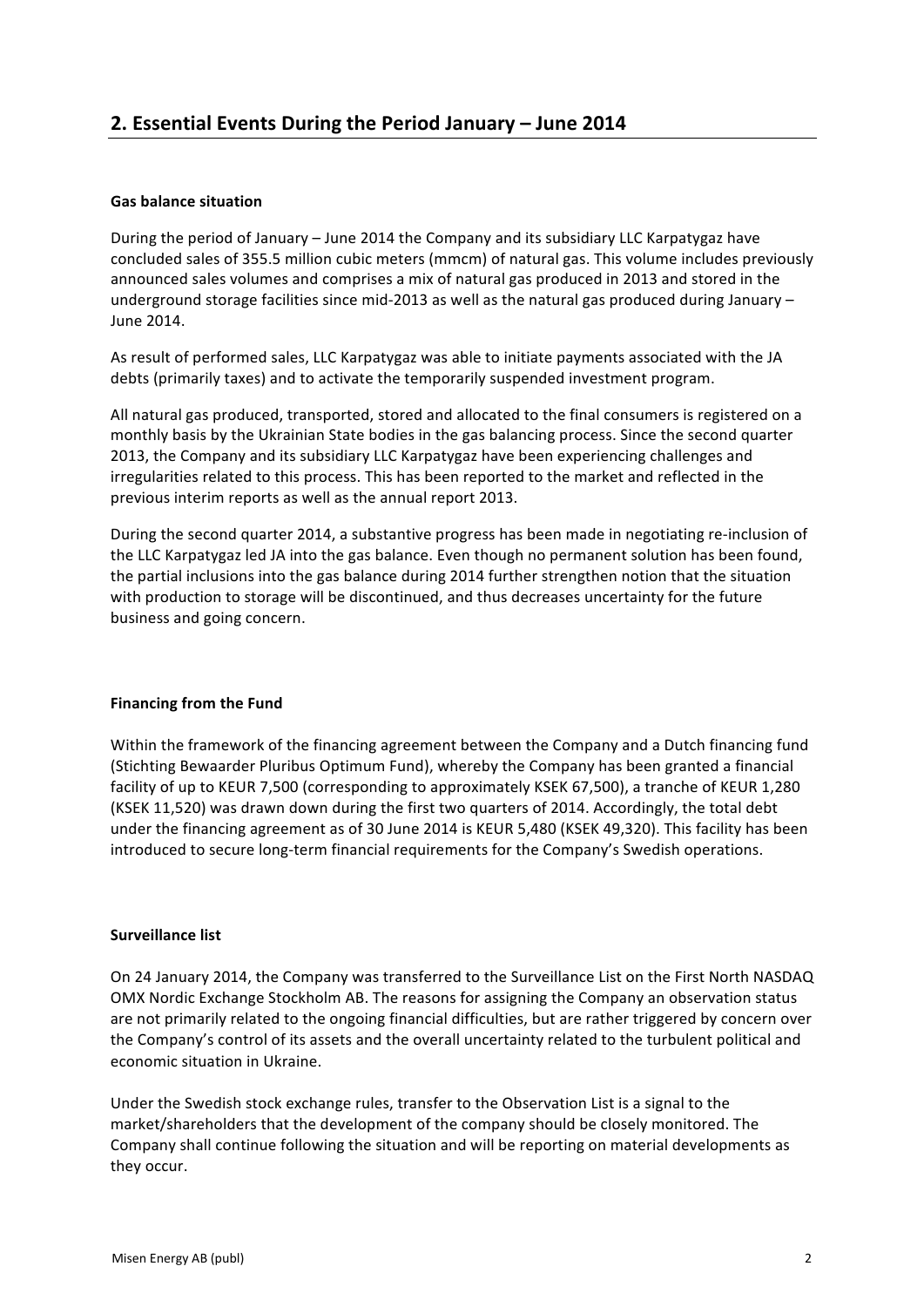## 2. Essential Events During the Period January – June 2014

**Gas balance situation**

During the period of January – June 2014 the Company and its subsidiary LLC Karpatygaz have concluded sales of 355.5 million cubic meters (mmcm) of natural gas. This volume includes previously announced sales volumes and comprises a mix of natural gas produced in 2013 and stored in the underground storage facilities since mid-2013 as well as the natural gas produced during January – June 2014.

As result of performed sales, LLC Karpatygaz was able to initiate payments associated with the JA debts (primarily taxes) and to activate the temporarily suspended investment program.

All natural gas produced, transported, stored and allocated to the final consumers is registered on a monthly basis by the Ukrainian State bodies in the gas balancing process. Since the second quarter 2013, the Company and its subsidiary LLC Karpatygaz have been experiencing challenges and irregularities related to this process. This has been reported to the market and reflected in the previous interim reports as well as the annual report 2013.

During the second quarter 2014, a substantive progress has been made in negotiating re-inclusion of the LLC Karpatygaz led JA into the gas balance. Even though no permanent solution has been found, the partial inclusions into the gas balance during 2014 further strengthen notion that the situation with production to storage will be discontinued, and thus decreases uncertainty for the future business and going concern.

**Financing from the Fund**

Within the framework of the financing agreement between the Company and a Dutch financing fund (Stichting Bewaarder Pluribus Optimum Fund), whereby the Company has been granted a financial facility of up to KEUR 7,500 (corresponding to approximately KSEK 67,500), a tranche of KEUR 1,280 (KSEK 11,520) was drawn down during the first two quarters of 2014. Accordingly, the total debt under the financing agreement as of 30 June 2014 is KEUR 5,480 (KSEK 49,320). This facility has been introduced to secure long-term financial requirements for the Company's Swedish operations.

**Surveillance list**

On 24 January 2014, the Company was transferred to the Surveillance List on the First North NASDAQ OMX Nordic Exchange Stockholm AB. The reasons for assigning the Company an observation status are not primarily related to the ongoing financial difficulties, but are rather triggered by concern over the Company's control of its assets and the overall uncertainty related to the turbulent political and economic situation in Ukraine.

Under the Swedish stock exchange rules, transfer to the Observation List is a signal to the market/shareholders that the development of the company should be closely monitored. The Company shall continue following the situation and will be reporting on material developments as they occur.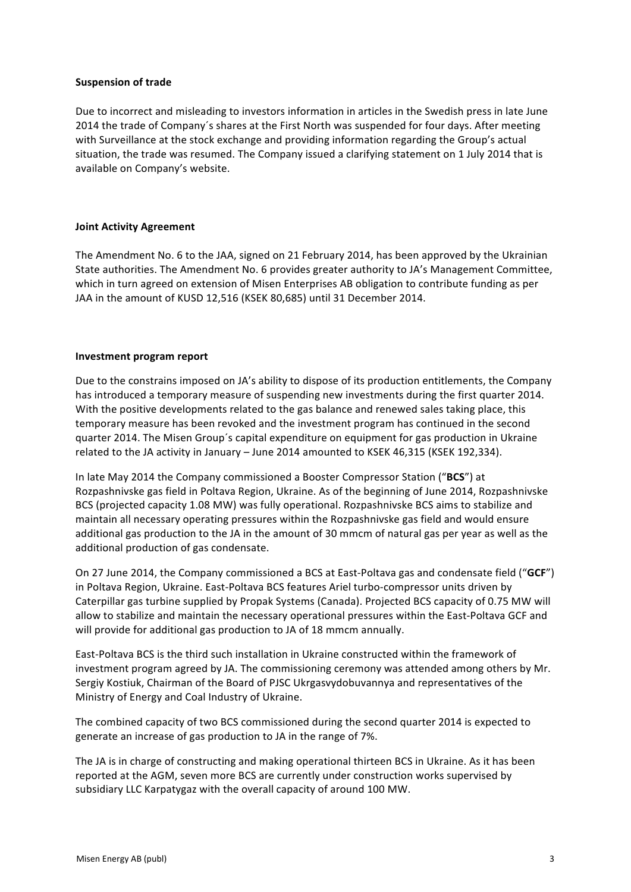**Suspension of trade**

Due to incorrect and misleading to investors information in articles in the Swedish press in late June 2014 the trade of Company´s shares at the First North was suspended for four days. After meeting with Surveillance at the stock exchange and providing information regarding the Group's actual situation, the trade was resumed. The Company issued a clarifying statement on 1 July 2014 that is available on Company's website.

**Joint Activity Agreement**

The Amendment No. 6 to the JAA, signed on 21 February 2014, has been approved by the Ukrainian State authorities. The Amendment No. 6 provides greater authority to JA's Management Committee, which in turn agreed on extension of Misen Enterprises AB obligation to contribute funding as per JAA in the amount of KUSD 12,516 (KSEK 80,685) until 31 December 2014.

**Investment program report**

Due to the constrains imposed on JA's ability to dispose of its production entitlements, the Company has introduced a temporary measure of suspending new investments during the first quarter 2014. With the positive developments related to the gas balance and renewed sales taking place, this temporary measure has been revoked and the investment program has continued in the second quarter 2014. The Misen Group´s capital expenditure on equipment for gas production in Ukraine related to the JA activity in January – June 2014 amounted to KSEK 46,315 (KSEK 192,334).

In late May 2014 the Company commissioned a Booster Compressor Station ("**BCS**") at Rozpashnivske gas field in Poltava Region, Ukraine. As of the beginning of June 2014, Rozpashnivske BCS (projected capacity 1.08 MW) was fully operational. Rozpashnivske BCS aims to stabilize and maintain all necessary operating pressures within the Rozpashnivske gas field and would ensure additional gas production to the JA in the amount of 30 mmcm of natural gas per year as well as the additional production of gas condensate.

On 27 June 2014, the Company commissioned a BCS at East-Poltava gas and condensate field ("**GCF**") in Poltava Region, Ukraine. East-Poltava BCS features Ariel turbo-compressor units driven by Caterpillar gas turbine supplied by Propak Systems (Canada). Projected BCS capacity of 0.75 MW will allow to stabilize and maintain the necessary operational pressures within the East-Poltava GCF and will provide for additional gas production to JA of 18 mmcm annually.

East-Poltava BCS is the third such installation in Ukraine constructed within the framework of investment program agreed by JA. The commissioning ceremony was attended among others by Mr. Sergiy Kostiuk, Chairman of the Board of PJSC Ukrgasvydobuvannya and representatives of the Ministry of Energy and Coal Industry of Ukraine.

The combined capacity of two BCS commissioned during the second quarter 2014 is expected to generate an increase of gas production to JA in the range of 7%.

The JA is in charge of constructing and making operational thirteen BCS in Ukraine. As it has been reported at the AGM, seven more BCS are currently under construction works supervised by subsidiary LLC Karpatygaz with the overall capacity of around 100 MW.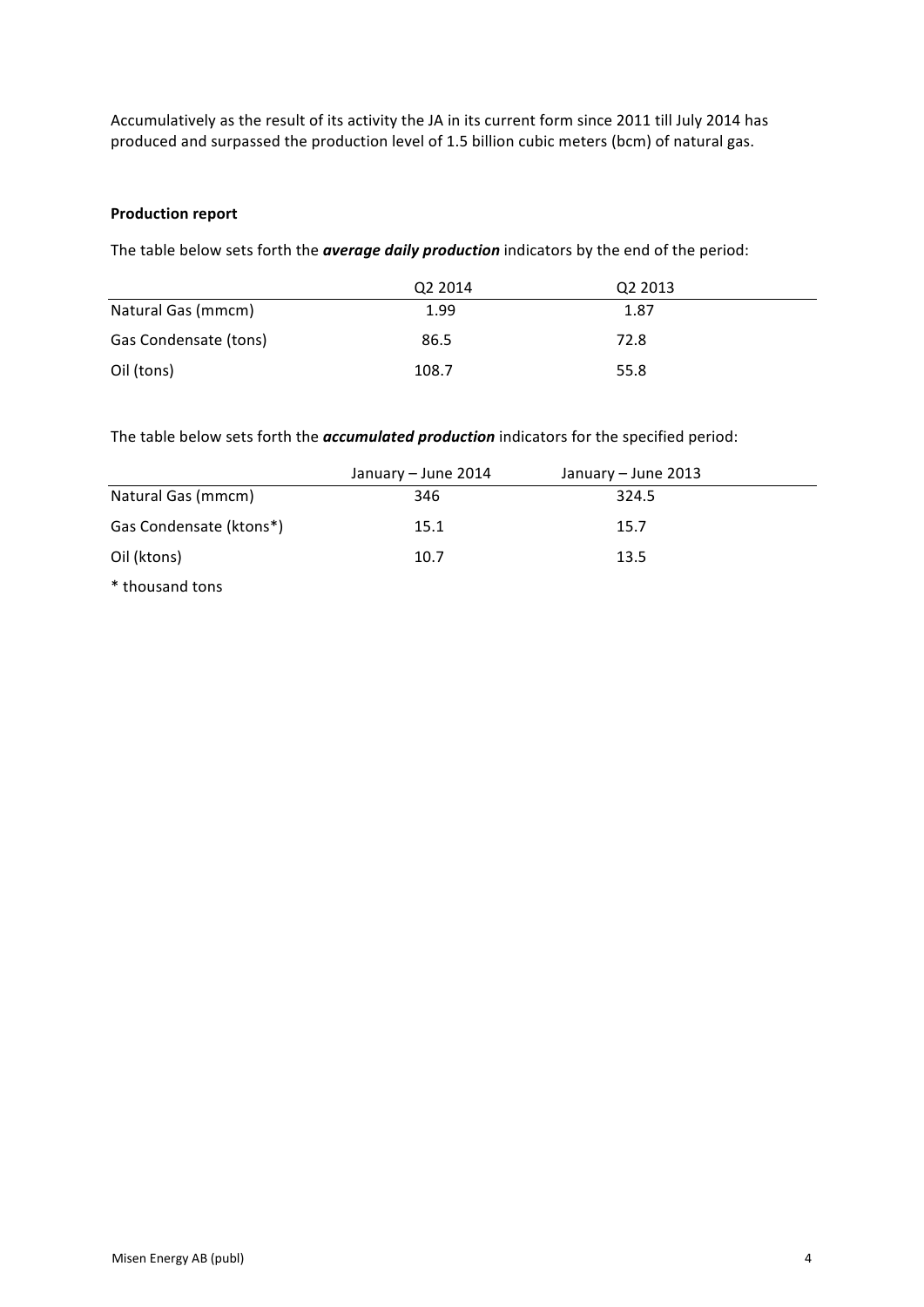Accumulatively as the result of its activity the JA in its current form since 2011 till July 2014 has produced and surpassed the production level of 1.5 billion cubic meters (bcm) of natural gas.

**Production report**

The table below sets forth the ***average daily production*** indicators by the end of the period:

| | Q2 2014 | Q2 2013 |
|---|---|---|
| Natural Gas (mmcm) | 1.99 | 1.87 |
| Gas Condensate (tons) | 86.5 | 72.8 |
| Oil (tons) | 108.7 | 55.8 |

The table below sets forth the ***accumulated production*** indicators for the specified period:

| | January – June 2014 | January – June 2013 |
|---|---|---|
| Natural Gas (mmcm) | 346 | 324.5 |
| Gas Condensate (ktons*) | 15.1 | 15.7 |
| Oil (ktons) | 10.7 | 13.5 |

* thousand tons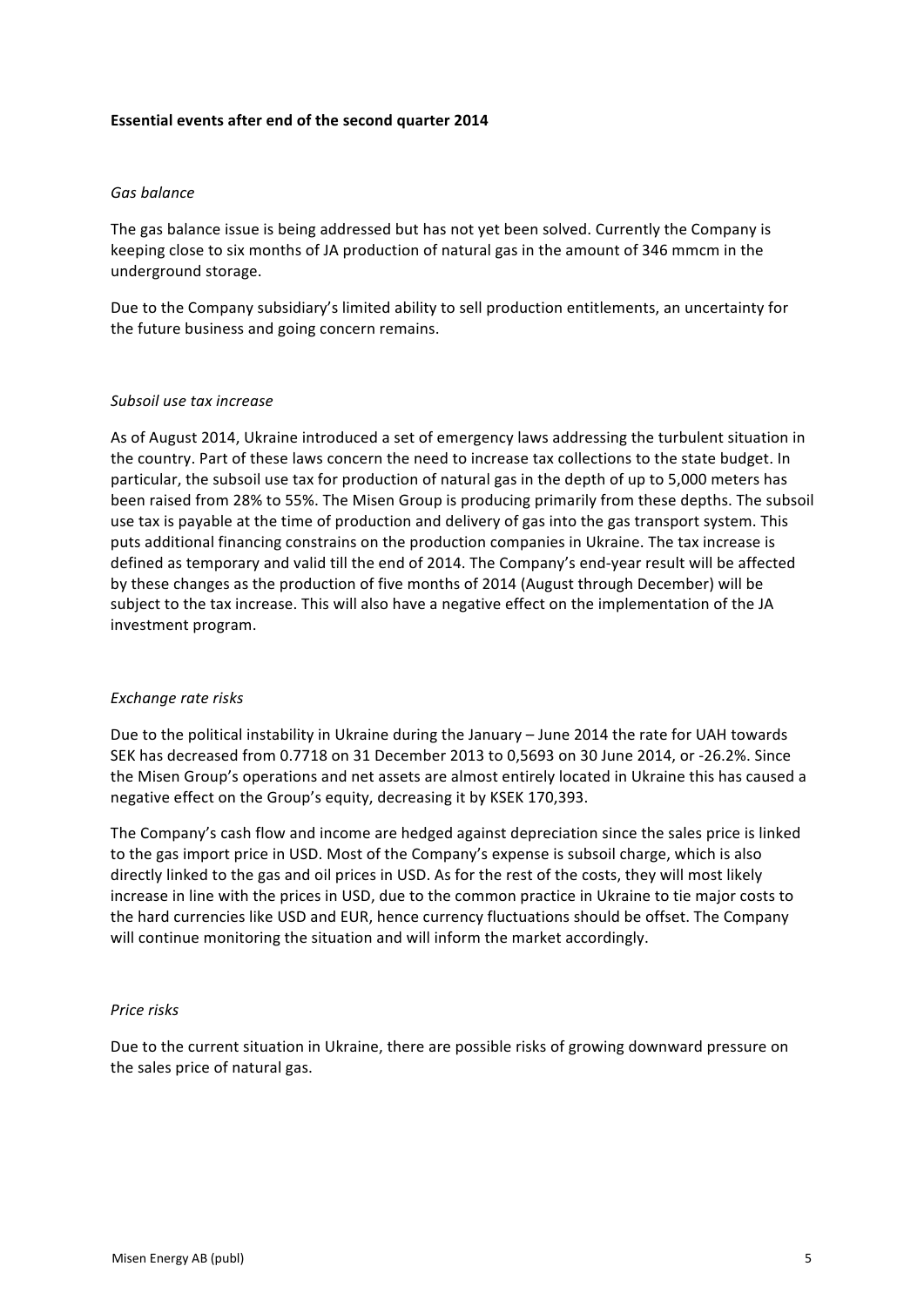**Essential events after end of the second quarter 2014**

*Gas balance*

The gas balance issue is being addressed but has not yet been solved. Currently the Company is keeping close to six months of JA production of natural gas in the amount of 346 mmcm in the underground storage.

Due to the Company subsidiary's limited ability to sell production entitlements, an uncertainty for the future business and going concern remains.

*Subsoil use tax increase*

As of August 2014, Ukraine introduced a set of emergency laws addressing the turbulent situation in the country. Part of these laws concern the need to increase tax collections to the state budget. In particular, the subsoil use tax for production of natural gas in the depth of up to 5,000 meters has been raised from 28% to 55%. The Misen Group is producing primarily from these depths. The subsoil use tax is payable at the time of production and delivery of gas into the gas transport system. This puts additional financing constrains on the production companies in Ukraine. The tax increase is defined as temporary and valid till the end of 2014. The Company's end-year result will be affected by these changes as the production of five months of 2014 (August through December) will be subject to the tax increase. This will also have a negative effect on the implementation of the JA investment program.

*Exchange rate risks*

Due to the political instability in Ukraine during the January – June 2014 the rate for UAH towards SEK has decreased from 0.7718 on 31 December 2013 to 0,5693 on 30 June 2014, or -26.2%. Since the Misen Group's operations and net assets are almost entirely located in Ukraine this has caused a negative effect on the Group's equity, decreasing it by KSEK 170,393.

The Company's cash flow and income are hedged against depreciation since the sales price is linked to the gas import price in USD. Most of the Company's expense is subsoil charge, which is also directly linked to the gas and oil prices in USD. As for the rest of the costs, they will most likely increase in line with the prices in USD, due to the common practice in Ukraine to tie major costs to the hard currencies like USD and EUR, hence currency fluctuations should be offset. The Company will continue monitoring the situation and will inform the market accordingly.

*Price risks*

Due to the current situation in Ukraine, there are possible risks of growing downward pressure on the sales price of natural gas.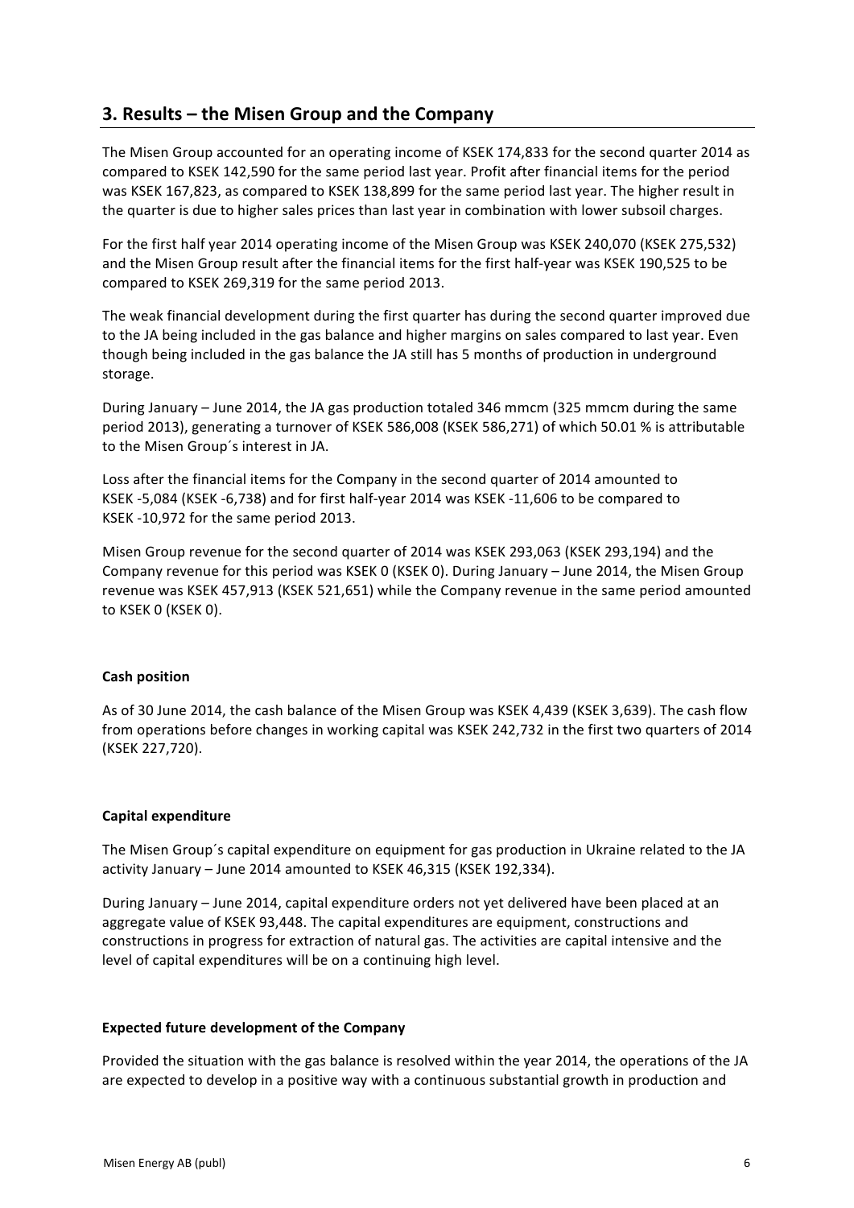## 3. Results – the Misen Group and the Company

The Misen Group accounted for an operating income of KSEK 174,833 for the second quarter 2014 as compared to KSEK 142,590 for the same period last year. Profit after financial items for the period was KSEK 167,823, as compared to KSEK 138,899 for the same period last year. The higher result in the quarter is due to higher sales prices than last year in combination with lower subsoil charges.

For the first half year 2014 operating income of the Misen Group was KSEK 240,070 (KSEK 275,532) and the Misen Group result after the financial items for the first half-year was KSEK 190,525 to be compared to KSEK 269,319 for the same period 2013.

The weak financial development during the first quarter has during the second quarter improved due to the JA being included in the gas balance and higher margins on sales compared to last year. Even though being included in the gas balance the JA still has 5 months of production in underground storage.

During January – June 2014, the JA gas production totaled 346 mmcm (325 mmcm during the same period 2013), generating a turnover of KSEK 586,008 (KSEK 586,271) of which 50.01 % is attributable to the Misen Group´s interest in JA.

Loss after the financial items for the Company in the second quarter of 2014 amounted to KSEK -5,084 (KSEK -6,738) and for first half-year 2014 was KSEK -11,606 to be compared to KSEK -10,972 for the same period 2013.

Misen Group revenue for the second quarter of 2014 was KSEK 293,063 (KSEK 293,194) and the Company revenue for this period was KSEK 0 (KSEK 0). During January – June 2014, the Misen Group revenue was KSEK 457,913 (KSEK 521,651) while the Company revenue in the same period amounted to KSEK 0 (KSEK 0).

**Cash position**

As of 30 June 2014, the cash balance of the Misen Group was KSEK 4,439 (KSEK 3,639). The cash flow from operations before changes in working capital was KSEK 242,732 in the first two quarters of 2014 (KSEK 227,720).

**Capital expenditure**

The Misen Group´s capital expenditure on equipment for gas production in Ukraine related to the JA activity January – June 2014 amounted to KSEK 46,315 (KSEK 192,334).

During January – June 2014, capital expenditure orders not yet delivered have been placed at an aggregate value of KSEK 93,448. The capital expenditures are equipment, constructions and constructions in progress for extraction of natural gas. The activities are capital intensive and the level of capital expenditures will be on a continuing high level.

**Expected future development of the Company**

Provided the situation with the gas balance is resolved within the year 2014, the operations of the JA are expected to develop in a positive way with a continuous substantial growth in production and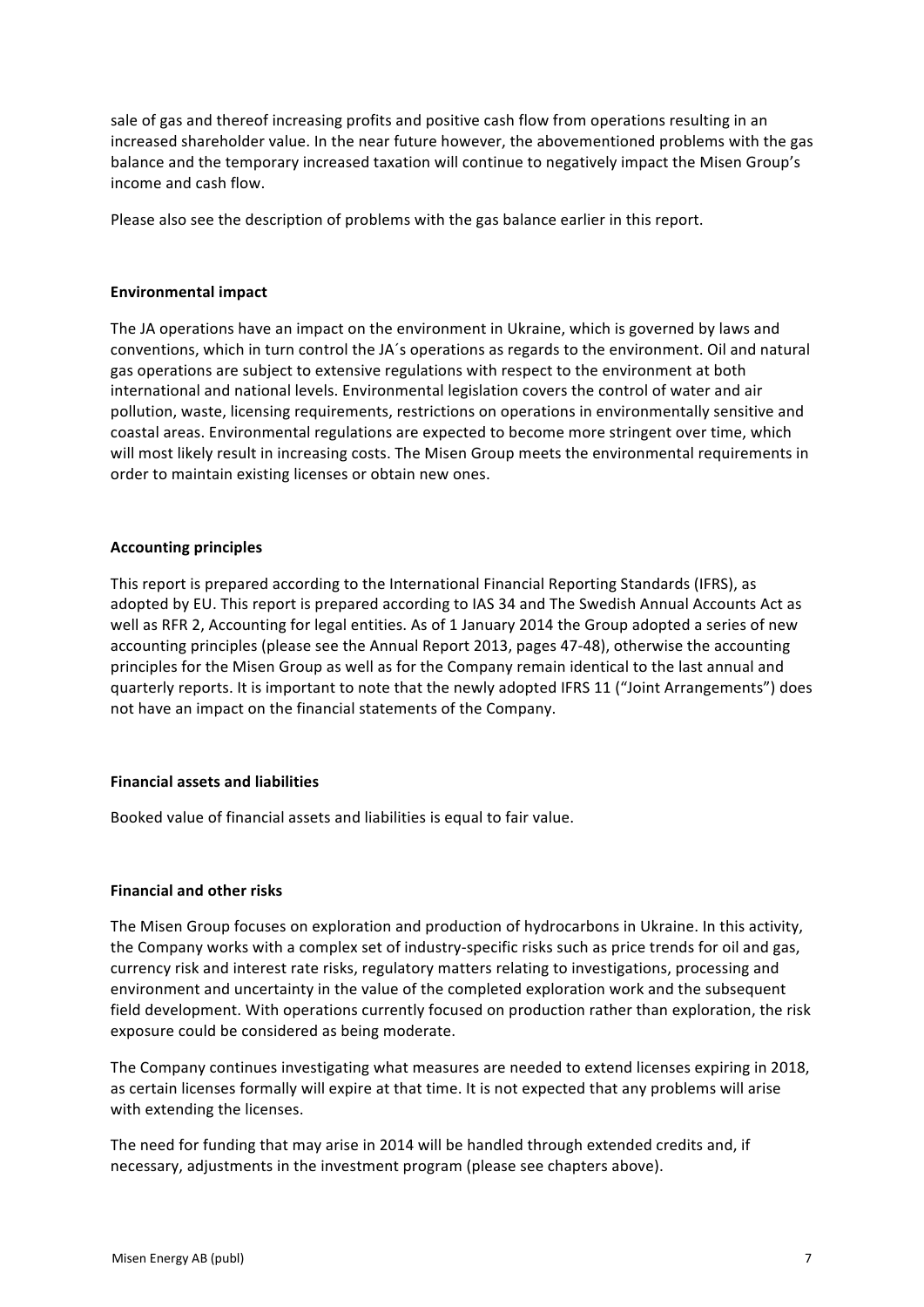sale of gas and thereof increasing profits and positive cash flow from operations resulting in an increased shareholder value. In the near future however, the abovementioned problems with the gas balance and the temporary increased taxation will continue to negatively impact the Misen Group's income and cash flow.

Please also see the description of problems with the gas balance earlier in this report.

**Environmental impact**

The JA operations have an impact on the environment in Ukraine, which is governed by laws and conventions, which in turn control the JA´s operations as regards to the environment. Oil and natural gas operations are subject to extensive regulations with respect to the environment at both international and national levels. Environmental legislation covers the control of water and air pollution, waste, licensing requirements, restrictions on operations in environmentally sensitive and coastal areas. Environmental regulations are expected to become more stringent over time, which will most likely result in increasing costs. The Misen Group meets the environmental requirements in order to maintain existing licenses or obtain new ones.

**Accounting principles**

This report is prepared according to the International Financial Reporting Standards (IFRS), as adopted by EU. This report is prepared according to IAS 34 and The Swedish Annual Accounts Act as well as RFR 2, Accounting for legal entities. As of 1 January 2014 the Group adopted a series of new accounting principles (please see the Annual Report 2013, pages 47-48), otherwise the accounting principles for the Misen Group as well as for the Company remain identical to the last annual and quarterly reports. It is important to note that the newly adopted IFRS 11 ("Joint Arrangements") does not have an impact on the financial statements of the Company.

**Financial assets and liabilities**

Booked value of financial assets and liabilities is equal to fair value.

**Financial and other risks**

The Misen Group focuses on exploration and production of hydrocarbons in Ukraine. In this activity, the Company works with a complex set of industry-specific risks such as price trends for oil and gas, currency risk and interest rate risks, regulatory matters relating to investigations, processing and environment and uncertainty in the value of the completed exploration work and the subsequent field development. With operations currently focused on production rather than exploration, the risk exposure could be considered as being moderate.

The Company continues investigating what measures are needed to extend licenses expiring in 2018, as certain licenses formally will expire at that time. It is not expected that any problems will arise with extending the licenses.

The need for funding that may arise in 2014 will be handled through extended credits and, if necessary, adjustments in the investment program (please see chapters above).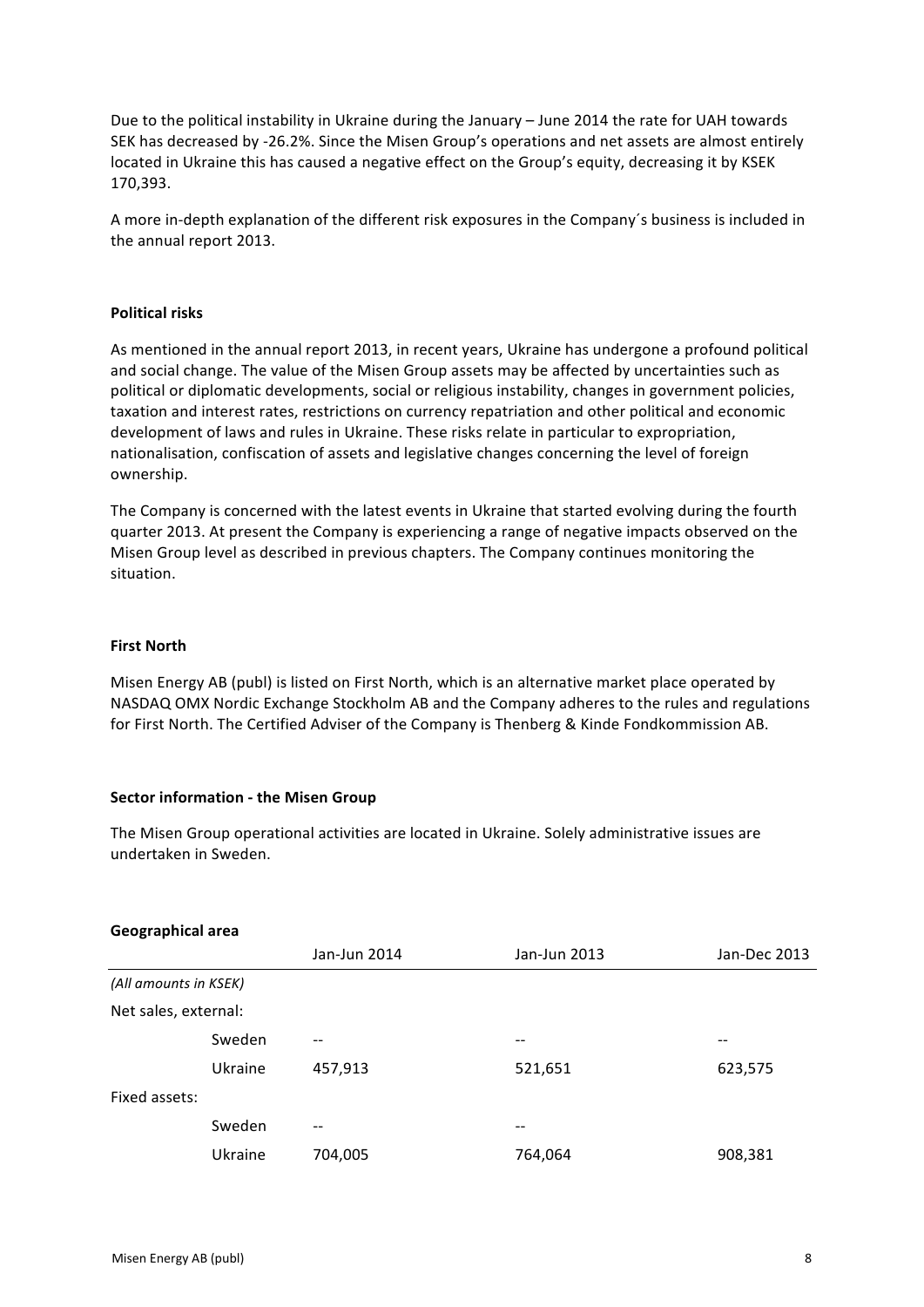Due to the political instability in Ukraine during the January – June 2014 the rate for UAH towards SEK has decreased by -26.2%. Since the Misen Group's operations and net assets are almost entirely located in Ukraine this has caused a negative effect on the Group's equity, decreasing it by KSEK 170,393.

A more in-depth explanation of the different risk exposures in the Company´s business is included in the annual report 2013.

**Political risks**

As mentioned in the annual report 2013, in recent years, Ukraine has undergone a profound political and social change. The value of the Misen Group assets may be affected by uncertainties such as political or diplomatic developments, social or religious instability, changes in government policies, taxation and interest rates, restrictions on currency repatriation and other political and economic development of laws and rules in Ukraine. These risks relate in particular to expropriation, nationalisation, confiscation of assets and legislative changes concerning the level of foreign ownership.

The Company is concerned with the latest events in Ukraine that started evolving during the fourth quarter 2013. At present the Company is experiencing a range of negative impacts observed on the Misen Group level as described in previous chapters. The Company continues monitoring the situation.

**First North**

Misen Energy AB (publ) is listed on First North, which is an alternative market place operated by NASDAQ OMX Nordic Exchange Stockholm AB and the Company adheres to the rules and regulations for First North. The Certified Adviser of the Company is Thenberg & Kinde Fondkommission AB.

**Sector information - the Misen Group**

The Misen Group operational activities are located in Ukraine. Solely administrative issues are undertaken in Sweden.

**Geographical area**

| | | Jan-Jun 2014 | Jan-Jun 2013 | Jan-Dec 2013 |
|---|---|---|---|---|
| *(All amounts in KSEK)* | | | | |
| Net sales, external: | | | | |
| | Sweden | -- | -- | -- |
| | Ukraine | 457,913 | 521,651 | 623,575 |
| Fixed assets: | | | | |
| | Sweden | -- | -- | |
| | Ukraine | 704,005 | 764,064 | 908,381 |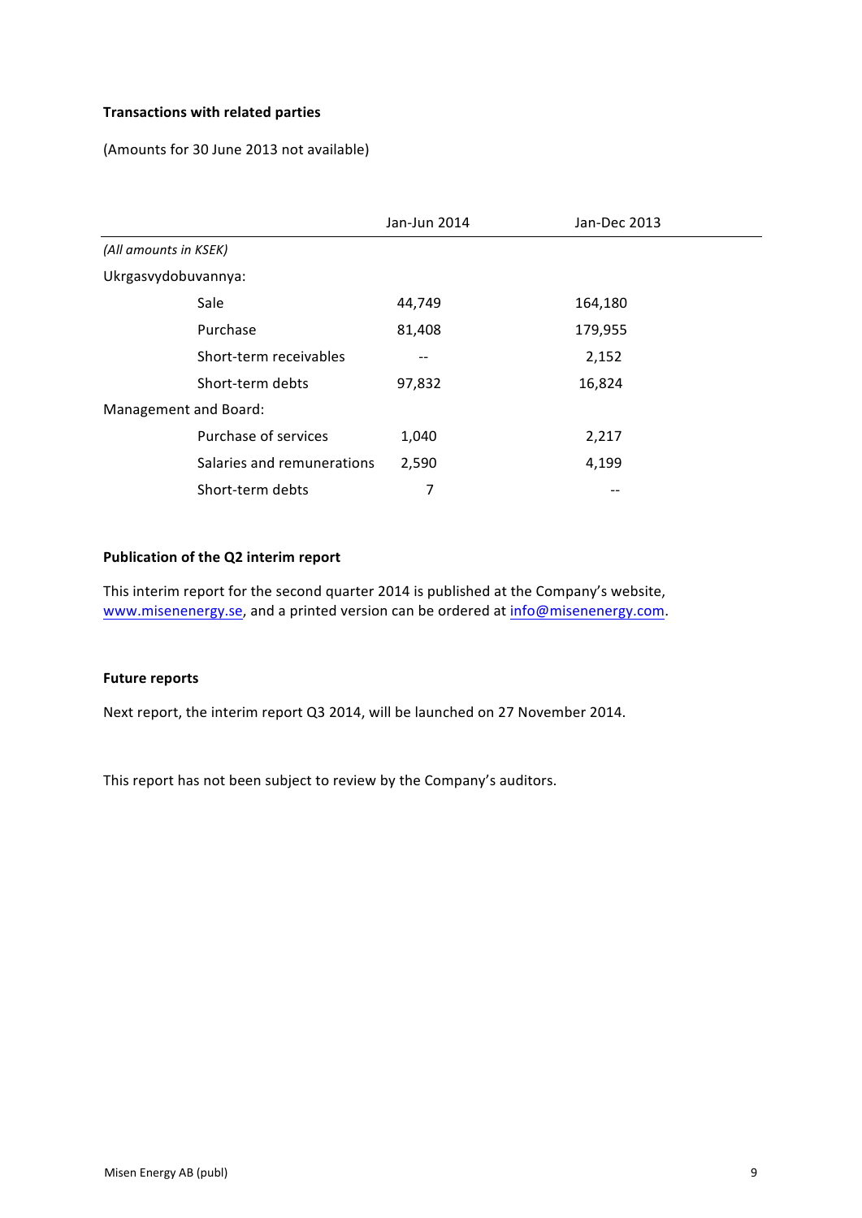**Transactions with related parties**

(Amounts for 30 June 2013 not available)

| | Jan-Jun 2014 | Jan-Dec 2013 |
|---|---|---|
| *(All amounts in KSEK)* | | |
| Ukrgasvydobuvannya: | | |
| Sale | 44,749 | 164,180 |
| Purchase | 81,408 | 179,955 |
| Short-term receivables | -- | 2,152 |
| Short-term debts | 97,832 | 16,824 |
| Management and Board: | | |
| Purchase of services | 1,040 | 2,217 |
| Salaries and remunerations | 2,590 | 4,199 |
| Short-term debts | 7 | -- |

**Publication of the Q2 interim report**

This interim report for the second quarter 2014 is published at the Company's website, www.misenenergy.se, and a printed version can be ordered at info@misenenergy.com.

**Future reports**

Next report, the interim report Q3 2014, will be launched on 27 November 2014.

This report has not been subject to review by the Company's auditors.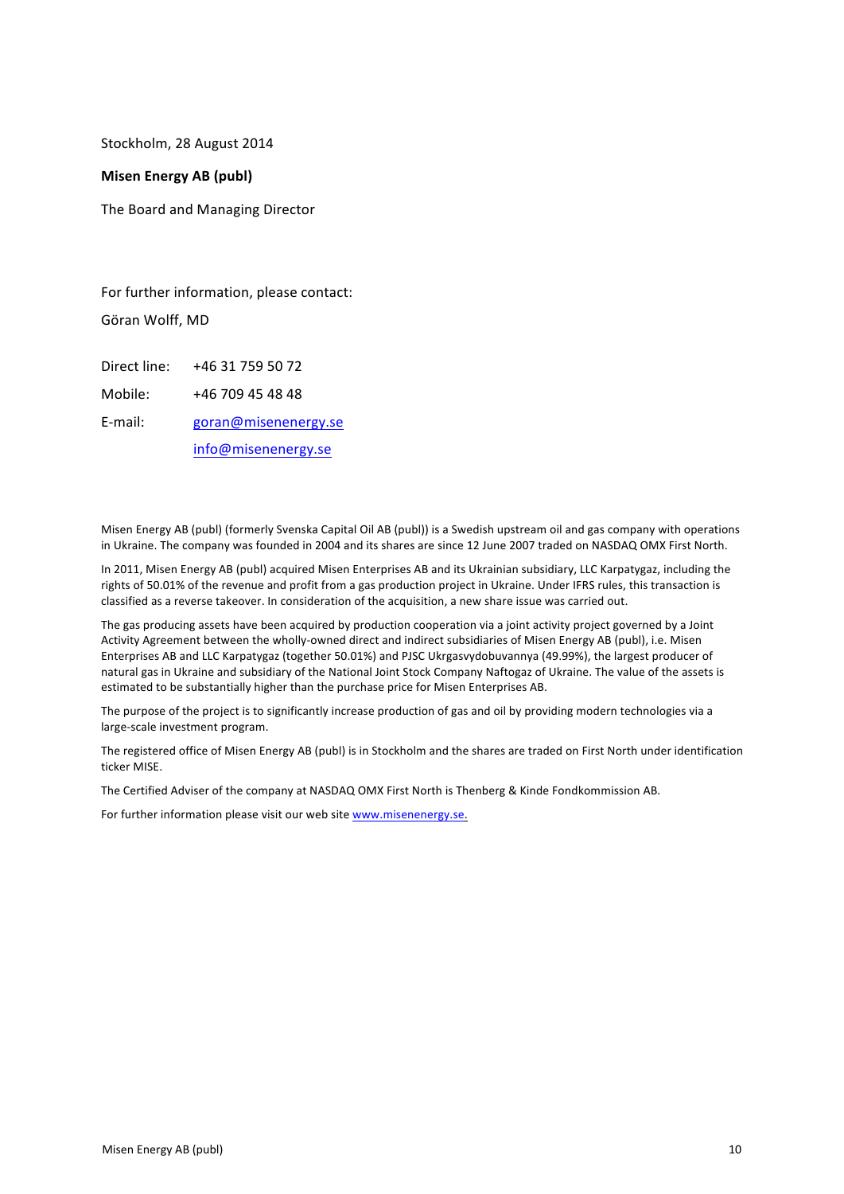Stockholm, 28 August 2014

**Misen Energy AB (publ)**

The Board and Managing Director

For further information, please contact:

Göran Wolff, MD

| | |
|---|---|
| Direct line: | +46 31 759 50 72 |
| Mobile: | +46 709 45 48 48 |
| E-mail: | goran@misenenergy.se |
| | info@misenenergy.se |

Misen Energy AB (publ) (formerly Svenska Capital Oil AB (publ)) is a Swedish upstream oil and gas company with operations in Ukraine. The company was founded in 2004 and its shares are since 12 June 2007 traded on NASDAQ OMX First North.

In 2011, Misen Energy AB (publ) acquired Misen Enterprises AB and its Ukrainian subsidiary, LLC Karpatygaz, including the rights of 50.01% of the revenue and profit from a gas production project in Ukraine. Under IFRS rules, this transaction is classified as a reverse takeover. In consideration of the acquisition, a new share issue was carried out.

The gas producing assets have been acquired by production cooperation via a joint activity project governed by a Joint Activity Agreement between the wholly-owned direct and indirect subsidiaries of Misen Energy AB (publ), i.e. Misen Enterprises AB and LLC Karpatygaz (together 50.01%) and PJSC Ukrgasvydobuvannya (49.99%), the largest producer of natural gas in Ukraine and subsidiary of the National Joint Stock Company Naftogaz of Ukraine. The value of the assets is estimated to be substantially higher than the purchase price for Misen Enterprises AB.

The purpose of the project is to significantly increase production of gas and oil by providing modern technologies via a large-scale investment program.

The registered office of Misen Energy AB (publ) is in Stockholm and the shares are traded on First North under identification ticker MISE.

The Certified Adviser of the company at NASDAQ OMX First North is Thenberg & Kinde Fondkommission AB.

For further information please visit our web site www.misenenergy.se.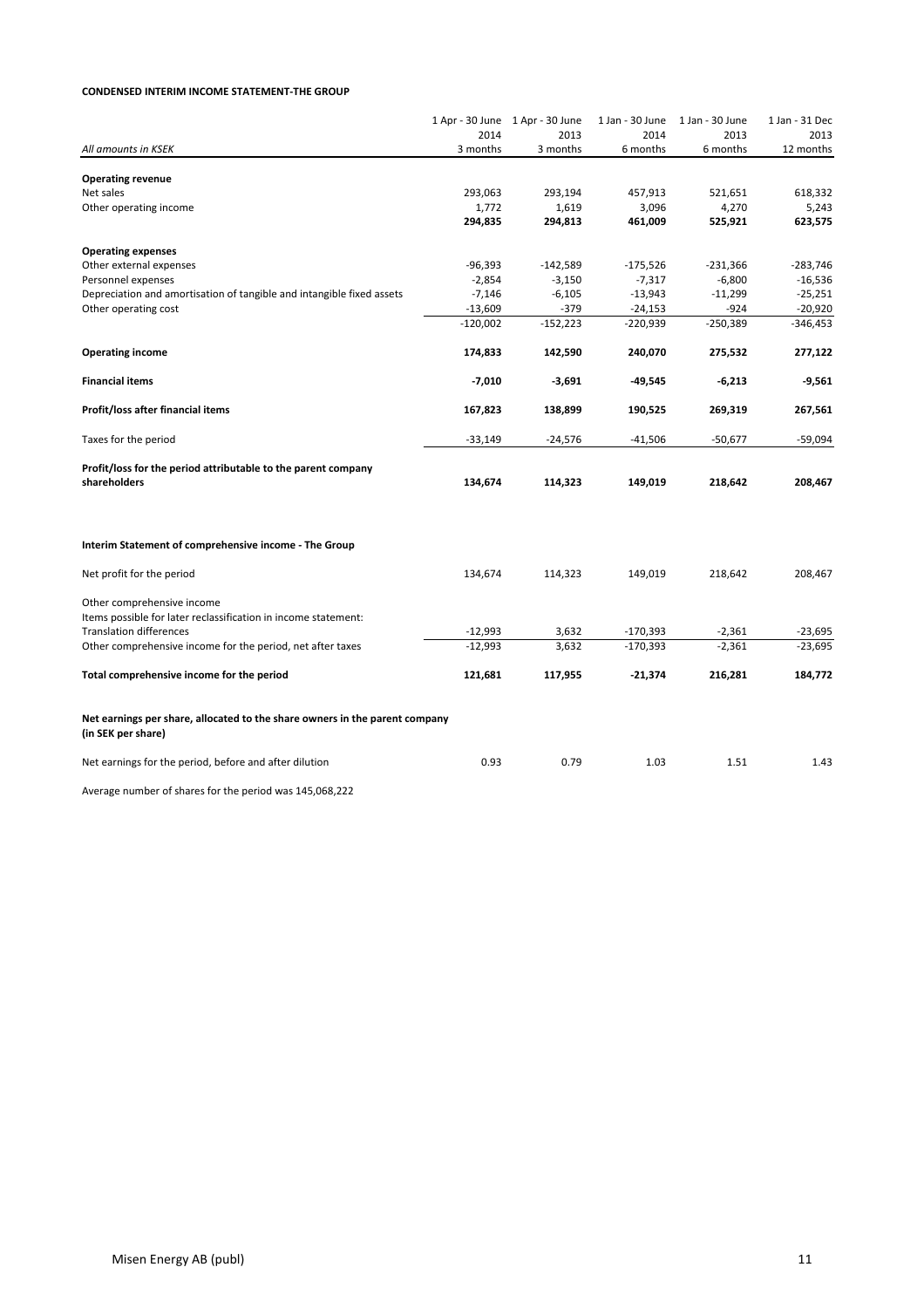**CONDENSED INTERIM INCOME STATEMENT-THE GROUP**

| *All amounts in KSEK* | 1 Apr - 30 June 2014 3 months | 1 Apr - 30 June 2013 3 months | 1 Jan - 30 June 2014 6 months | 1 Jan - 30 June 2013 6 months | 1 Jan - 31 Dec 2013 12 months |
|---|---|---|---|---|---|
| **Operating revenue** | | | | | |
| Net sales | 293,063 | 293,194 | 457,913 | 521,651 | 618,332 |
| Other operating income | 1,772 | 1,619 | 3,096 | 4,270 | 5,243 |
| | **294,835** | **294,813** | **461,009** | **525,921** | **623,575** |
| **Operating expenses** | | | | | |
| Other external expenses | -96,393 | -142,589 | -175,526 | -231,366 | -283,746 |
| Personnel expenses | -2,854 | -3,150 | -7,317 | -6,800 | -16,536 |
| Depreciation and amortisation of tangible and intangible fixed assets | -7,146 | -6,105 | -13,943 | -11,299 | -25,251 |
| Other operating cost | -13,609 | -379 | -24,153 | -924 | -20,920 |
| | -120,002 | -152,223 | -220,939 | -250,389 | -346,453 |
| **Operating income** | **174,833** | **142,590** | **240,070** | **275,532** | **277,122** |
| **Financial items** | **-7,010** | **-3,691** | **-49,545** | **-6,213** | **-9,561** |
| **Profit/loss after financial items** | **167,823** | **138,899** | **190,525** | **269,319** | **267,561** |
| Taxes for the period | -33,149 | -24,576 | -41,506 | -50,677 | -59,094 |
| **Profit/loss for the period attributable to the parent company shareholders** | **134,674** | **114,323** | **149,019** | **218,642** | **208,467** |

**Interim Statement of comprehensive income - The Group**

| | 1 Apr - 30 June 2014 3 months | 1 Apr - 30 June 2013 3 months | 1 Jan - 30 June 2014 6 months | 1 Jan - 30 June 2013 6 months | 1 Jan - 31 Dec 2013 12 months |
|---|---|---|---|---|---|
| Net profit for the period | 134,674 | 114,323 | 149,019 | 218,642 | 208,467 |
| Other comprehensive income | | | | | |
| Items possible for later reclassification in income statement: | | | | | |
| Translation differences | -12,993 | 3,632 | -170,393 | -2,361 | -23,695 |
| Other comprehensive income for the period, net after taxes | -12,993 | 3,632 | -170,393 | -2,361 | -23,695 |
| **Total comprehensive income for the period** | **121,681** | **117,955** | **-21,374** | **216,281** | **184,772** |

**Net earnings per share, allocated to the share owners in the parent company (in SEK per share)**

| | 1 Apr - 30 June 2014 3 months | 1 Apr - 30 June 2013 3 months | 1 Jan - 30 June 2014 6 months | 1 Jan - 30 June 2013 6 months | 1 Jan - 31 Dec 2013 12 months |
|---|---|---|---|---|---|
| Net earnings for the period, before and after dilution | 0.93 | 0.79 | 1.03 | 1.51 | 1.43 |

Average number of shares for the period was 145,068,222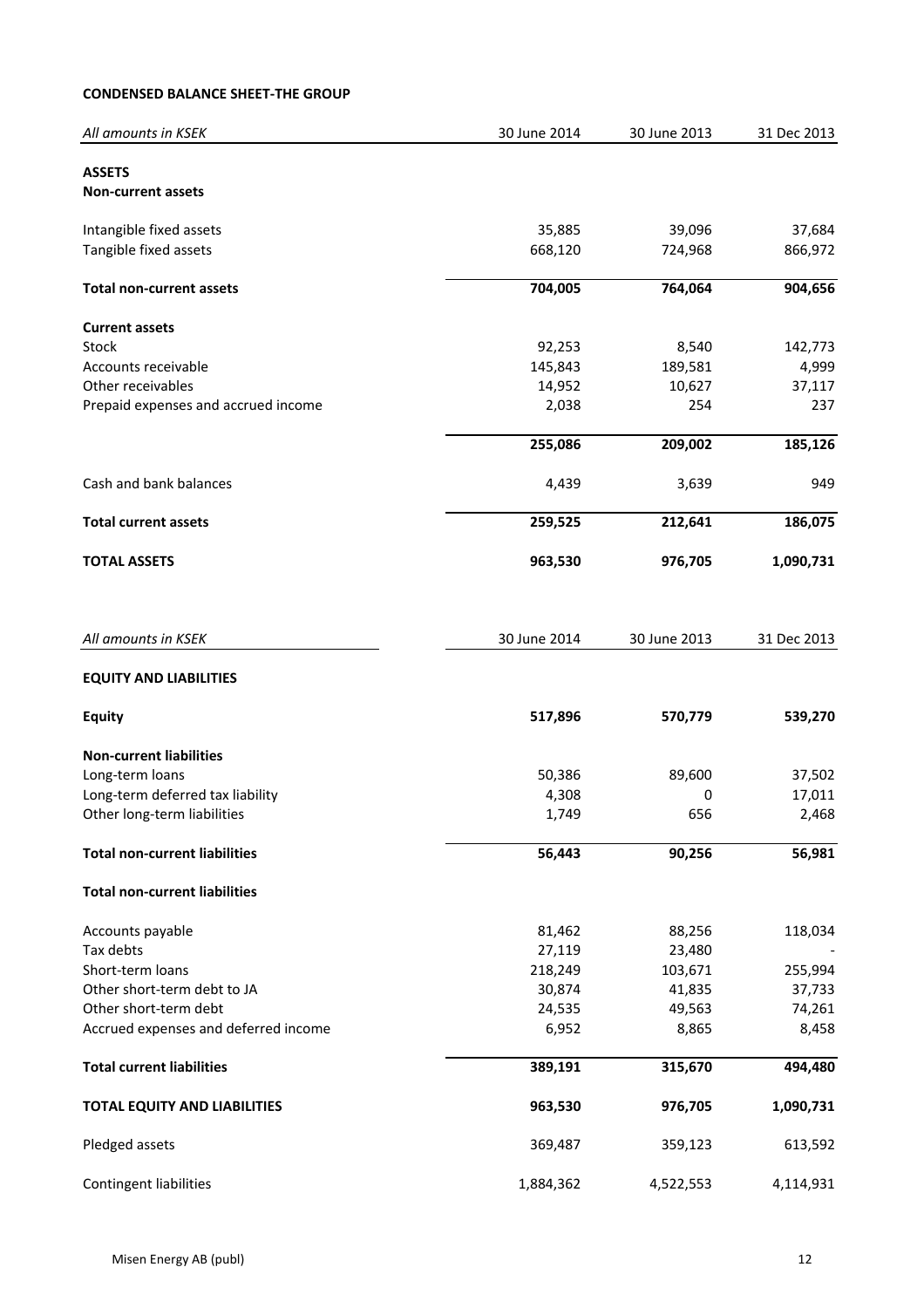**CONDENSED BALANCE SHEET-THE GROUP**

| *All amounts in KSEK* | 30 June 2014 | 30 June 2013 | 31 Dec 2013 |
|---|---|---|---|
| **ASSETS** | | | |
| **Non-current assets** | | | |
| Intangible fixed assets | 35,885 | 39,096 | 37,684 |
| Tangible fixed assets | 668,120 | 724,968 | 866,972 |
| **Total non-current assets** | **704,005** | **764,064** | **904,656** |
| **Current assets** | | | |
| Stock | 92,253 | 8,540 | 142,773 |
| Accounts receivable | 145,843 | 189,581 | 4,999 |
| Other receivables | 14,952 | 10,627 | 37,117 |
| Prepaid expenses and accrued income | 2,038 | 254 | 237 |
| | **255,086** | **209,002** | **185,126** |
| Cash and bank balances | 4,439 | 3,639 | 949 |
| **Total current assets** | **259,525** | **212,641** | **186,075** |
| **TOTAL ASSETS** | **963,530** | **976,705** | **1,090,731** |

| *All amounts in KSEK* | 30 June 2014 | 30 June 2013 | 31 Dec 2013 |
|---|---|---|---|
| **EQUITY AND LIABILITIES** | | | |
| **Equity** | **517,896** | **570,779** | **539,270** |
| **Non-current liabilities** | | | |
| Long-term loans | 50,386 | 89,600 | 37,502 |
| Long-term deferred tax liability | 4,308 | 0 | 17,011 |
| Other long-term liabilities | 1,749 | 656 | 2,468 |
| **Total non-current liabilities** | **56,443** | **90,256** | **56,981** |
| **Total non-current liabilities** | | | |
| Accounts payable | 81,462 | 88,256 | 118,034 |
| Tax debts | 27,119 | 23,480 | - |
| Short-term loans | 218,249 | 103,671 | 255,994 |
| Other short-term debt to JA | 30,874 | 41,835 | 37,733 |
| Other short-term debt | 24,535 | 49,563 | 74,261 |
| Accrued expenses and deferred income | 6,952 | 8,865 | 8,458 |
| **Total current liabilities** | **389,191** | **315,670** | **494,480** |
| **TOTAL EQUITY AND LIABILITIES** | **963,530** | **976,705** | **1,090,731** |
| Pledged assets | 369,487 | 359,123 | 613,592 |
| Contingent liabilities | 1,884,362 | 4,522,553 | 4,114,931 |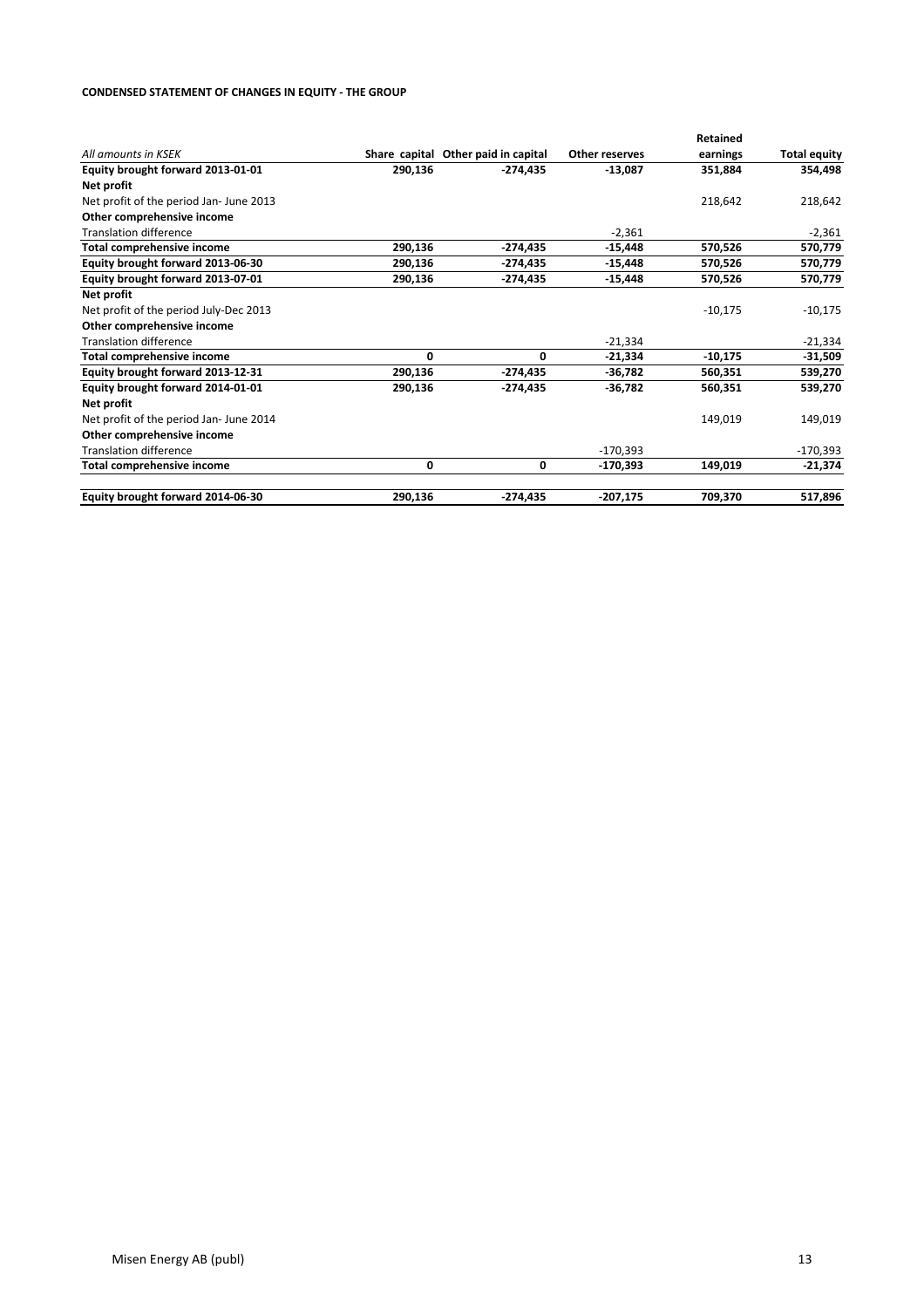**CONDENSED STATEMENT OF CHANGES IN EQUITY - THE GROUP**

| *All amounts in KSEK* | Share capital | Other paid in capital | Other reserves | Retained earnings | Total equity |
|---|---|---|---|---|---|
| **Equity brought forward 2013-01-01** | **290,136** | **-274,435** | **-13,087** | **351,884** | **354,498** |
| **Net profit** | | | | | |
| Net profit of the period Jan- June 2013 | | | | 218,642 | 218,642 |
| **Other comprehensive income** | | | | | |
| Translation difference | | | -2,361 | | -2,361 |
| **Total comprehensive income** | **290,136** | **-274,435** | **-15,448** | **570,526** | **570,779** |
| **Equity brought forward 2013-06-30** | **290,136** | **-274,435** | **-15,448** | **570,526** | **570,779** |
| **Equity brought forward 2013-07-01** | **290,136** | **-274,435** | **-15,448** | **570,526** | **570,779** |
| **Net profit** | | | | | |
| Net profit of the period July-Dec 2013 | | | | -10,175 | -10,175 |
| **Other comprehensive income** | | | | | |
| Translation difference | | | -21,334 | | -21,334 |
| **Total comprehensive income** | **0** | **0** | **-21,334** | **-10,175** | **-31,509** |
| **Equity brought forward 2013-12-31** | **290,136** | **-274,435** | **-36,782** | **560,351** | **539,270** |
| **Equity brought forward 2014-01-01** | **290,136** | **-274,435** | **-36,782** | **560,351** | **539,270** |
| **Net profit** | | | | | |
| Net profit of the period Jan- June 2014 | | | | 149,019 | 149,019 |
| **Other comprehensive income** | | | | | |
| Translation difference | | | -170,393 | | -170,393 |
| **Total comprehensive income** | **0** | **0** | **-170,393** | **149,019** | **-21,374** |
| **Equity brought forward 2014-06-30** | **290,136** | **-274,435** | **-207,175** | **709,370** | **517,896** |

Misen Energy AB (publ)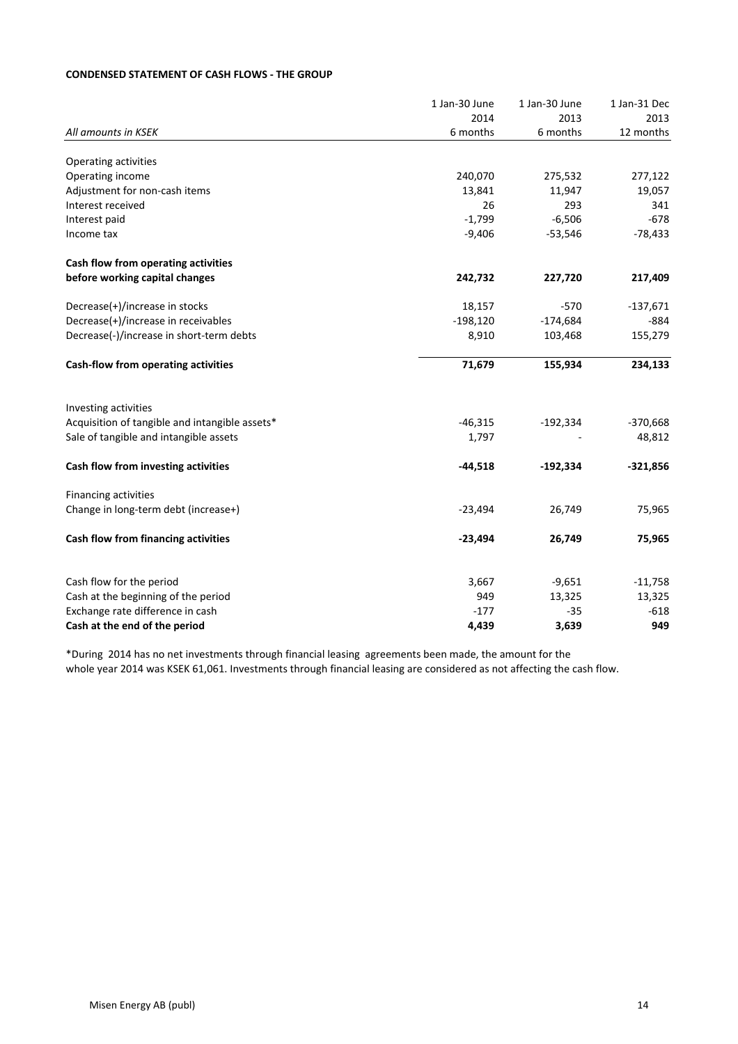**CONDENSED STATEMENT OF CASH FLOWS - THE GROUP**

| *All amounts in KSEK* | 1 Jan-30 June 2014 6 months | 1 Jan-30 June 2013 6 months | 1 Jan-31 Dec 2013 12 months |
|---|---|---|---|
| Operating activities | | | |
| Operating income | 240,070 | 275,532 | 277,122 |
| Adjustment for non-cash items | 13,841 | 11,947 | 19,057 |
| Interest received | 26 | 293 | 341 |
| Interest paid | -1,799 | -6,506 | -678 |
| Income tax | -9,406 | -53,546 | -78,433 |
| **Cash flow from operating activities before working capital changes** | **242,732** | **227,720** | **217,409** |
| Decrease(+)/increase in stocks | 18,157 | -570 | -137,671 |
| Decrease(+)/increase in receivables | -198,120 | -174,684 | -884 |
| Decrease(-)/increase in short-term debts | 8,910 | 103,468 | 155,279 |
| **Cash-flow from operating activities** | **71,679** | **155,934** | **234,133** |
| Investing activities | | | |
| Acquisition of tangible and intangible assets* | -46,315 | -192,334 | -370,668 |
| Sale of tangible and intangible assets | 1,797 | - | 48,812 |
| **Cash flow from investing activities** | **-44,518** | **-192,334** | **-321,856** |
| Financing activities | | | |
| Change in long-term debt (increase+) | -23,494 | 26,749 | 75,965 |
| **Cash flow from financing activities** | **-23,494** | **26,749** | **75,965** |
| Cash flow for the period | 3,667 | -9,651 | -11,758 |
| Cash at the beginning of the period | 949 | 13,325 | 13,325 |
| Exchange rate difference in cash | -177 | -35 | -618 |
| **Cash at the end of the period** | **4,439** | **3,639** | **949** |

*During 2014 has no net investments through financial leasing agreements been made, the amount for the whole year 2014 was KSEK 61,061. Investments through financial leasing are considered as not affecting the cash flow.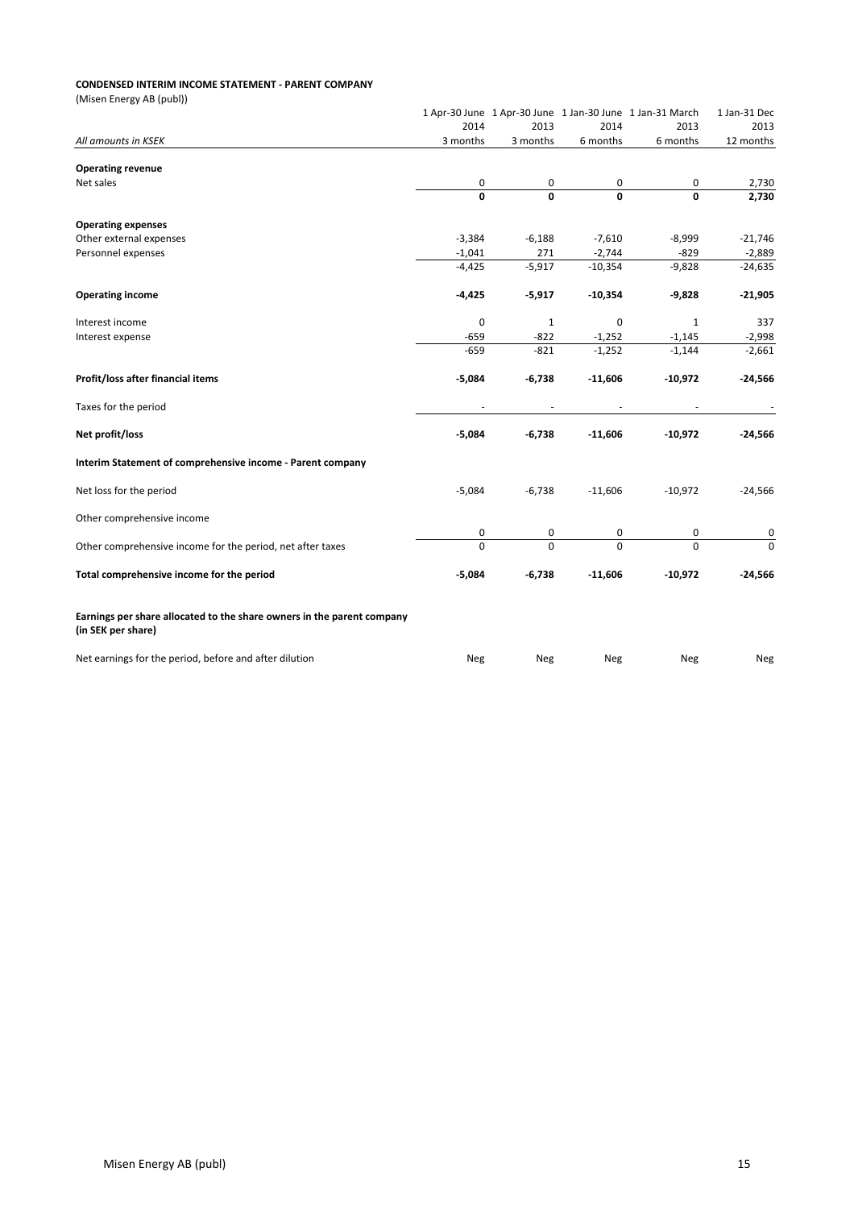**CONDENSED INTERIM INCOME STATEMENT - PARENT COMPANY**
(Misen Energy AB (publ))

| All amounts in KSEK | 1 Apr-30 June 2014 3 months | 1 Apr-30 June 2013 3 months | 1 Jan-30 June 2014 6 months | 1 Jan-31 March 2013 6 months | 1 Jan-31 Dec 2013 12 months |
|---|---|---|---|---|---|
| **Operating revenue** | | | | | |
| Net sales | 0 | 0 | 0 | 0 | 2,730 |
| | **0** | **0** | **0** | **0** | **2,730** |
| **Operating expenses** | | | | | |
| Other external expenses | -3,384 | -6,188 | -7,610 | -8,999 | -21,746 |
| Personnel expenses | -1,041 | 271 | -2,744 | -829 | -2,889 |
| | -4,425 | -5,917 | -10,354 | -9,828 | -24,635 |
| **Operating income** | **-4,425** | **-5,917** | **-10,354** | **-9,828** | **-21,905** |
| Interest income | 0 | 1 | 0 | 1 | 337 |
| Interest expense | -659 | -822 | -1,252 | -1,145 | -2,998 |
| | -659 | -821 | -1,252 | -1,144 | -2,661 |
| **Profit/loss after financial items** | **-5,084** | **-6,738** | **-11,606** | **-10,972** | **-24,566** |
| Taxes for the period | - | - | - | - | - |
| **Net profit/loss** | **-5,084** | **-6,738** | **-11,606** | **-10,972** | **-24,566** |
| **Interim Statement of comprehensive income - Parent company** | | | | | |
| Net loss for the period | -5,084 | -6,738 | -11,606 | -10,972 | -24,566 |
| Other comprehensive income | | | | | |
| | 0 | 0 | 0 | 0 | 0 |
| Other comprehensive income for the period, net after taxes | 0 | 0 | 0 | 0 | 0 |
| **Total comprehensive income for the period** | **-5,084** | **-6,738** | **-11,606** | **-10,972** | **-24,566** |
| **Earnings per share allocated to the share owners in the parent company (in SEK per share)** | | | | | |
| Net earnings for the period, before and after dilution | Neg | Neg | Neg | Neg | Neg |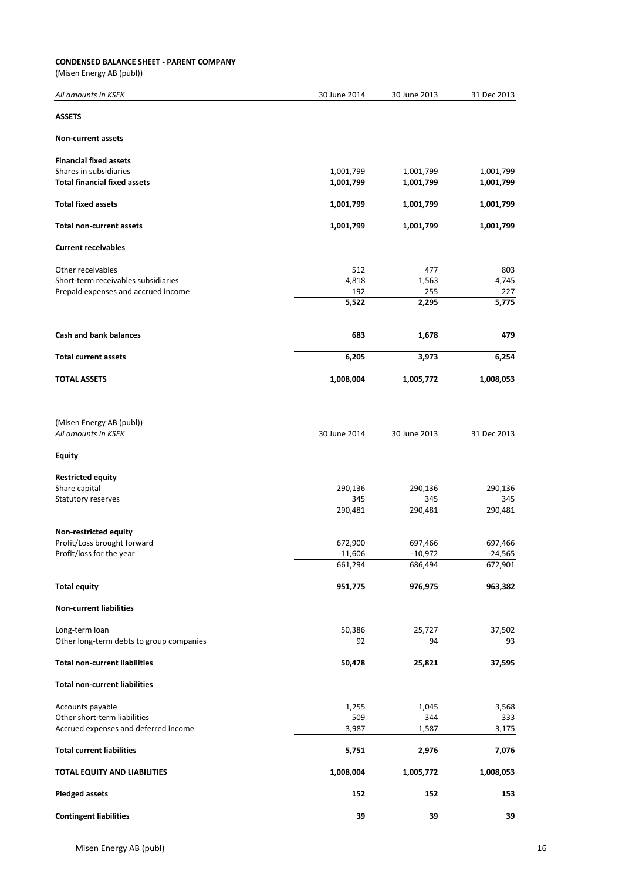**CONDENSED BALANCE SHEET - PARENT COMPANY**

(Misen Energy AB (publ))

| *All amounts in KSEK* | 30 June 2014 | 30 June 2013 | 31 Dec 2013 |
|---|---|---|---|
| **ASSETS** | | | |
| **Non-current assets** | | | |
| **Financial fixed assets** | | | |
| Shares in subsidiaries | 1,001,799 | 1,001,799 | 1,001,799 |
| **Total financial fixed assets** | **1,001,799** | **1,001,799** | **1,001,799** |
| **Total fixed assets** | **1,001,799** | **1,001,799** | **1,001,799** |
| **Total non-current assets** | **1,001,799** | **1,001,799** | **1,001,799** |
| **Current receivables** | | | |
| Other receivables | 512 | 477 | 803 |
| Short-term receivables subsidiaries | 4,818 | 1,563 | 4,745 |
| Prepaid expenses and accrued income | 192 | 255 | 227 |
| | **5,522** | **2,295** | **5,775** |
| **Cash and bank balances** | **683** | **1,678** | **479** |
| **Total current assets** | **6,205** | **3,973** | **6,254** |
| **TOTAL ASSETS** | **1,008,004** | **1,005,772** | **1,008,053** |

(Misen Energy AB (publ))

| *All amounts in KSEK* | 30 June 2014 | 30 June 2013 | 31 Dec 2013 |
|---|---|---|---|
| **Equity** | | | |
| **Restricted equity** | | | |
| Share capital | 290,136 | 290,136 | 290,136 |
| Statutory reserves | 345 | 345 | 345 |
| | 290,481 | 290,481 | 290,481 |
| **Non-restricted equity** | | | |
| Profit/Loss brought forward | 672,900 | 697,466 | 697,466 |
| Profit/loss for the year | -11,606 | -10,972 | -24,565 |
| | 661,294 | 686,494 | 672,901 |
| **Total equity** | **951,775** | **976,975** | **963,382** |
| **Non-current liabilities** | | | |
| Long-term loan | 50,386 | 25,727 | 37,502 |
| Other long-term debts to group companies | 92 | 94 | 93 |
| **Total non-current liabilities** | **50,478** | **25,821** | **37,595** |
| **Total non-current liabilities** | | | |
| Accounts payable | 1,255 | 1,045 | 3,568 |
| Other short-term liabilities | 509 | 344 | 333 |
| Accrued expenses and deferred income | 3,987 | 1,587 | 3,175 |
| **Total current liabilities** | **5,751** | **2,976** | **7,076** |
| **TOTAL EQUITY AND LIABILITIES** | **1,008,004** | **1,005,772** | **1,008,053** |
| **Pledged assets** | **152** | **152** | **153** |
| **Contingent liabilities** | **39** | **39** | **39** |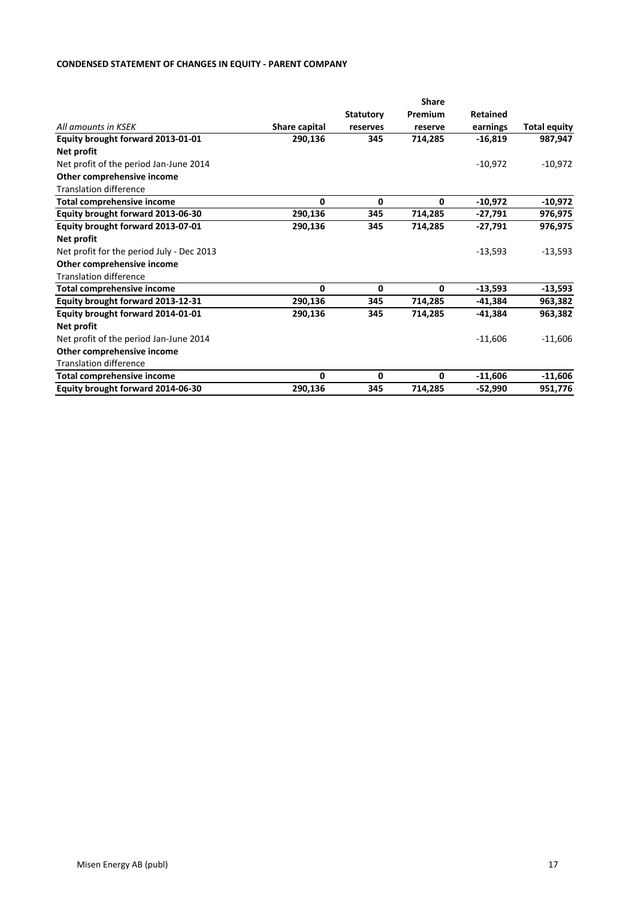**CONDENSED STATEMENT OF CHANGES IN EQUITY - PARENT COMPANY**

| *All amounts in KSEK* | **Share capital** | **Statutory reserves** | **Share Premium reserve** | **Retained earnings** | **Total equity** |
|---|---|---|---|---|---|
| **Equity brought forward 2013-01-01** | **290,136** | **345** | **714,285** | **-16,819** | **987,947** |
| **Net profit** | | | | | |
| Net profit of the period Jan-June 2014 | | | | -10,972 | -10,972 |
| **Other comprehensive income** | | | | | |
| Translation difference | | | | | |
| **Total comprehensive income** | **0** | **0** | **0** | **-10,972** | **-10,972** |
| **Equity brought forward 2013-06-30** | **290,136** | **345** | **714,285** | **-27,791** | **976,975** |
| **Equity brought forward 2013-07-01** | **290,136** | **345** | **714,285** | **-27,791** | **976,975** |
| **Net profit** | | | | | |
| Net profit for the period July - Dec 2013 | | | | -13,593 | -13,593 |
| **Other comprehensive income** | | | | | |
| Translation difference | | | | | |
| **Total comprehensive income** | **0** | **0** | **0** | **-13,593** | **-13,593** |
| **Equity brought forward 2013-12-31** | **290,136** | **345** | **714,285** | **-41,384** | **963,382** |
| **Equity brought forward 2014-01-01** | **290,136** | **345** | **714,285** | **-41,384** | **963,382** |
| **Net profit** | | | | | |
| Net profit of the period Jan-June 2014 | | | | -11,606 | -11,606 |
| **Other comprehensive income** | | | | | |
| Translation difference | | | | | |
| **Total comprehensive income** | **0** | **0** | **0** | **-11,606** | **-11,606** |
| **Equity brought forward 2014-06-30** | **290,136** | **345** | **714,285** | **-52,990** | **951,776** |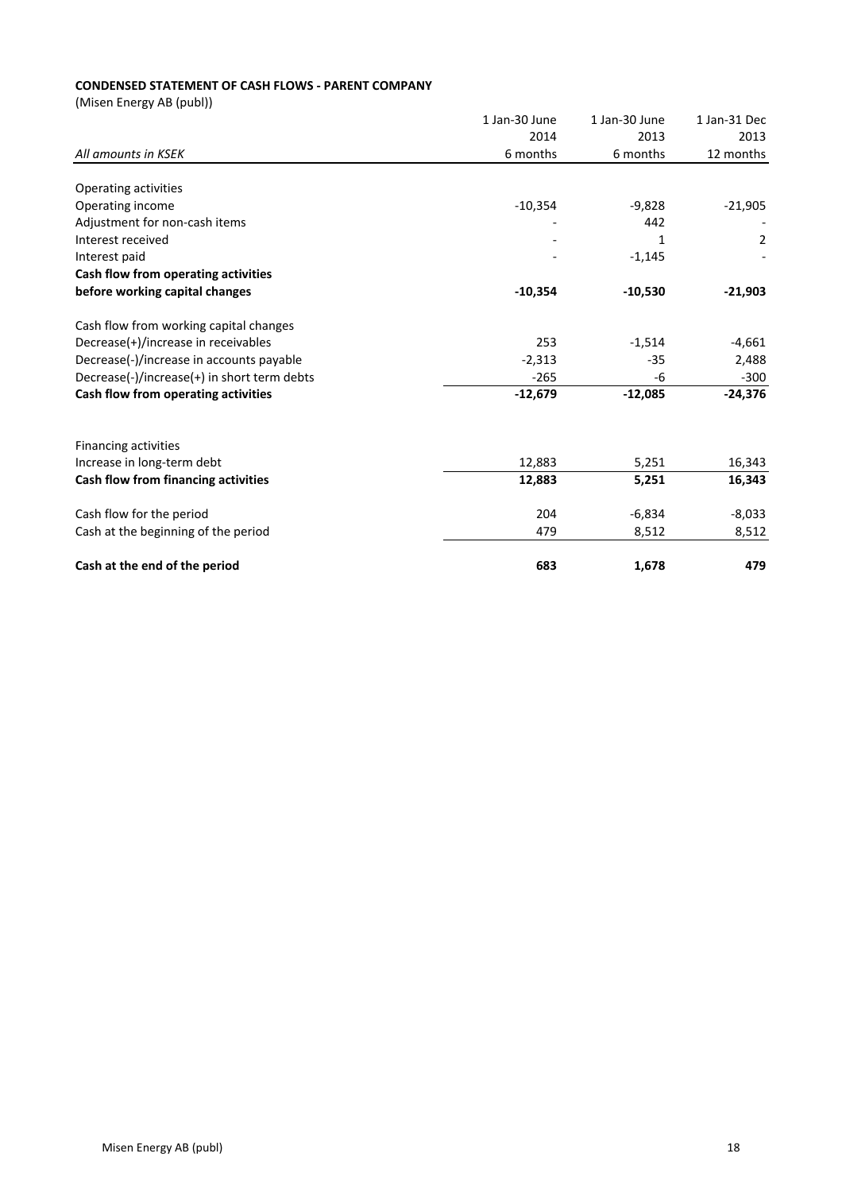**CONDENSED STATEMENT OF CASH FLOWS - PARENT COMPANY**

(Misen Energy AB (publ))

| *All amounts in KSEK* | 1 Jan-30 June 2014 6 months | 1 Jan-30 June 2013 6 months | 1 Jan-31 Dec 2013 12 months |
|---|---|---|---|
| Operating activities | | | |
| Operating income | -10,354 | -9,828 | -21,905 |
| Adjustment for non-cash items | - | 442 | - |
| Interest received | - | 1 | 2 |
| Interest paid | - | -1,145 | - |
| **Cash flow from operating activities before working capital changes** | **-10,354** | **-10,530** | **-21,903** |
| Cash flow from working capital changes | | | |
| Decrease(+)/increase in receivables | 253 | -1,514 | -4,661 |
| Decrease(-)/increase in accounts payable | -2,313 | -35 | 2,488 |
| Decrease(-)/increase(+) in short term debts | -265 | -6 | -300 |
| **Cash flow from operating activities** | **-12,679** | **-12,085** | **-24,376** |
| Financing activities | | | |
| Increase in long-term debt | 12,883 | 5,251 | 16,343 |
| **Cash flow from financing activities** | **12,883** | **5,251** | **16,343** |
| Cash flow for the period | 204 | -6,834 | -8,033 |
| Cash at the beginning of the period | 479 | 8,512 | 8,512 |
| **Cash at the end of the period** | **683** | **1,678** | **479** |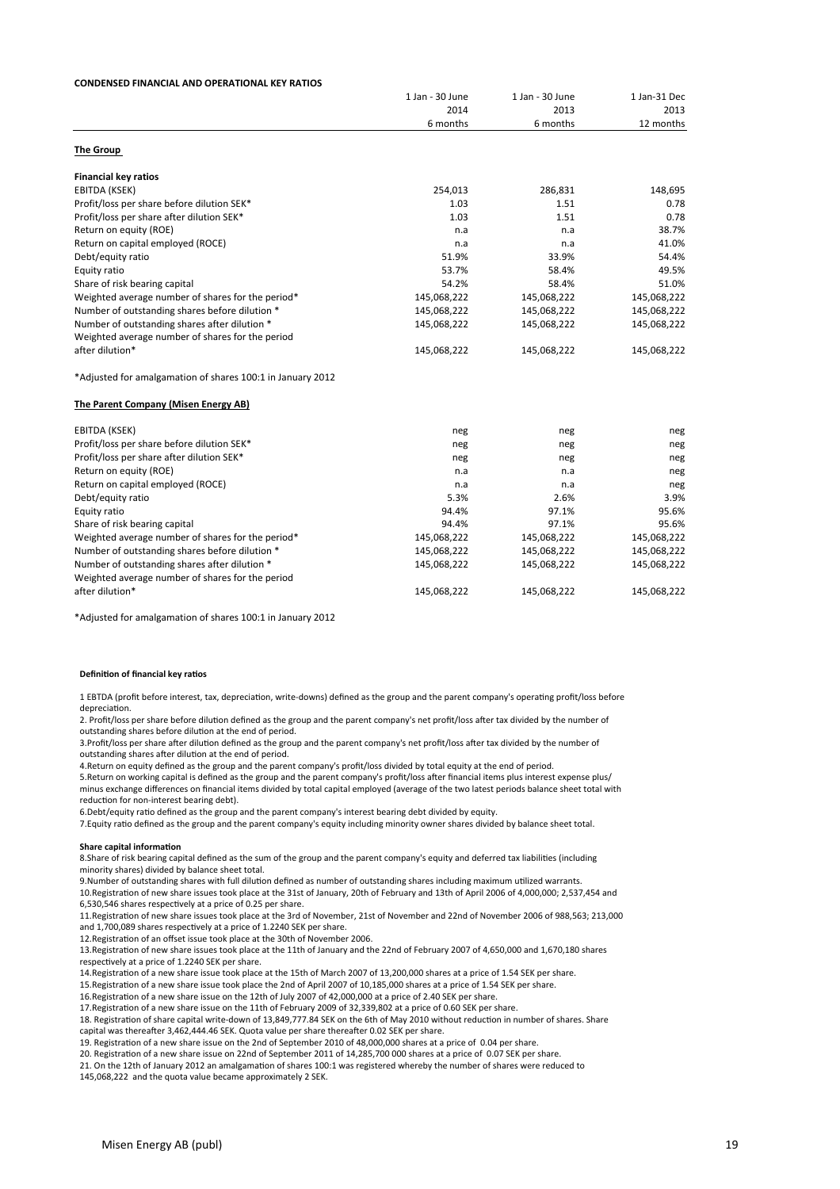**CONDENSED FINANCIAL AND OPERATIONAL KEY RATIOS**

| | 1 Jan - 30 June 2014 6 months | 1 Jan - 30 June 2013 6 months | 1 Jan-31 Dec 2013 12 months |
|---|---|---|---|
| **The Group** | | | |
| **Financial key ratios** | | | |
| EBITDA (KSEK) | 254,013 | 286,831 | 148,695 |
| Profit/loss per share before dilution SEK* | 1.03 | 1.51 | 0.78 |
| Profit/loss per share after dilution SEK* | 1.03 | 1.51 | 0.78 |
| Return on equity (ROE) | n.a | n.a | 38.7% |
| Return on capital employed (ROCE) | n.a | n.a | 41.0% |
| Debt/equity ratio | 51.9% | 33.9% | 54.4% |
| Equity ratio | 53.7% | 58.4% | 49.5% |
| Share of risk bearing capital | 54.2% | 58.4% | 51.0% |
| Weighted average number of shares for the period* | 145,068,222 | 145,068,222 | 145,068,222 |
| Number of outstanding shares before dilution * | 145,068,222 | 145,068,222 | 145,068,222 |
| Number of outstanding shares after dilution * | 145,068,222 | 145,068,222 | 145,068,222 |
| Weighted average number of shares for the period after dilution* | 145,068,222 | 145,068,222 | 145,068,222 |

*Adjusted for amalgamation of shares 100:1 in January 2012

**The Parent Company (Misen Energy AB)**

| | 1 Jan - 30 June 2014 6 months | 1 Jan - 30 June 2013 6 months | 1 Jan-31 Dec 2013 12 months |
|---|---|---|---|
| EBITDA (KSEK) | neg | neg | neg |
| Profit/loss per share before dilution SEK* | neg | neg | neg |
| Profit/loss per share after dilution SEK* | neg | neg | neg |
| Return on equity (ROE) | n.a | n.a | neg |
| Return on capital employed (ROCE) | n.a | n.a | neg |
| Debt/equity ratio | 5.3% | 2.6% | 3.9% |
| Equity ratio | 94.4% | 97.1% | 95.6% |
| Share of risk bearing capital | 94.4% | 97.1% | 95.6% |
| Weighted average number of shares for the period* | 145,068,222 | 145,068,222 | 145,068,222 |
| Number of outstanding shares before dilution * | 145,068,222 | 145,068,222 | 145,068,222 |
| Number of outstanding shares after dilution * | 145,068,222 | 145,068,222 | 145,068,222 |
| Weighted average number of shares for the period after dilution* | 145,068,222 | 145,068,222 | 145,068,222 |

*Adjusted for amalgamation of shares 100:1 in January 2012

**Definition of financial key ratios**

1 EBTDA (profit before interest, tax, depreciation, write-downs) defined as the group and the parent company's operating profit/loss before depreciation.

2. Profit/loss per share before dilution defined as the group and the parent company's net profit/loss after tax divided by the number of outstanding shares before dilution at the end of period.

3.Profit/loss per share after dilution defined as the group and the parent company's net profit/loss after tax divided by the number of outstanding shares after dilution at the end of period.

4.Return on equity defined as the group and the parent company's profit/loss divided by total equity at the end of period.

5.Return on working capital is defined as the group and the parent company's profit/loss after financial items plus interest expense plus/ minus exchange differences on financial items divided by total capital employed (average of the two latest periods balance sheet total with reduction for non-interest bearing debt).

6.Debt/equity ratio defined as the group and the parent company's interest bearing debt divided by equity.

7.Equity ratio defined as the group and the parent company's equity including minority owner shares divided by balance sheet total.

**Share capital information**

8.Share of risk bearing capital defined as the sum of the group and the parent company's equity and deferred tax liabilities (including minority shares) divided by balance sheet total.

9.Number of outstanding shares with full dilution defined as number of outstanding shares including maximum utilized warrants.

10.Registration of new share issues took place at the 31st of January, 20th of February and 13th of April 2006 of 4,000,000; 2,537,454 and 6,530,546 shares respectively at a price of 0.25 per share.

11.Registration of new share issues took place at the 3rd of November, 21st of November and 22nd of November 2006 of 988,563; 213,000 and 1,700,089 shares respectively at a price of 1.2240 SEK per share.

12.Registration of an offset issue took place at the 30th of November 2006.

13.Registration of new share issues took place at the 11th of January and the 22nd of February 2007 of 4,650,000 and 1,670,180 shares respectively at a price of 1.2240 SEK per share.

14.Registration of a new share issue took place at the 15th of March 2007 of 13,200,000 shares at a price of 1.54 SEK per share.

15.Registration of a new share issue took place the 2nd of April 2007 of 10,185,000 shares at a price of 1.54 SEK per share.

16.Registration of a new share issue on the 12th of July 2007 of 42,000,000 at a price of 2.40 SEK per share.

17.Registration of a new share issue on the 11th of February 2009 of 32,339,802 at a price of 0.60 SEK per share.

18. Registration of share capital write-down of 13,849,777.84 SEK on the 6th of May 2010 without reduction in number of shares. Share capital was thereafter 3,462,444.46 SEK. Quota value per share thereafter 0.02 SEK per share.

19. Registration of a new share issue on the 2nd of September 2010 of 48,000,000 shares at a price of 0.04 per share.

20. Registration of a new share issue on 22nd of September 2011 of 14,285,700 000 shares at a price of 0.07 SEK per share.

21. On the 12th of January 2012 an amalgamation of shares 100:1 was registered whereby the number of shares were reduced to 145,068,222 and the quota value became approximately 2 SEK.